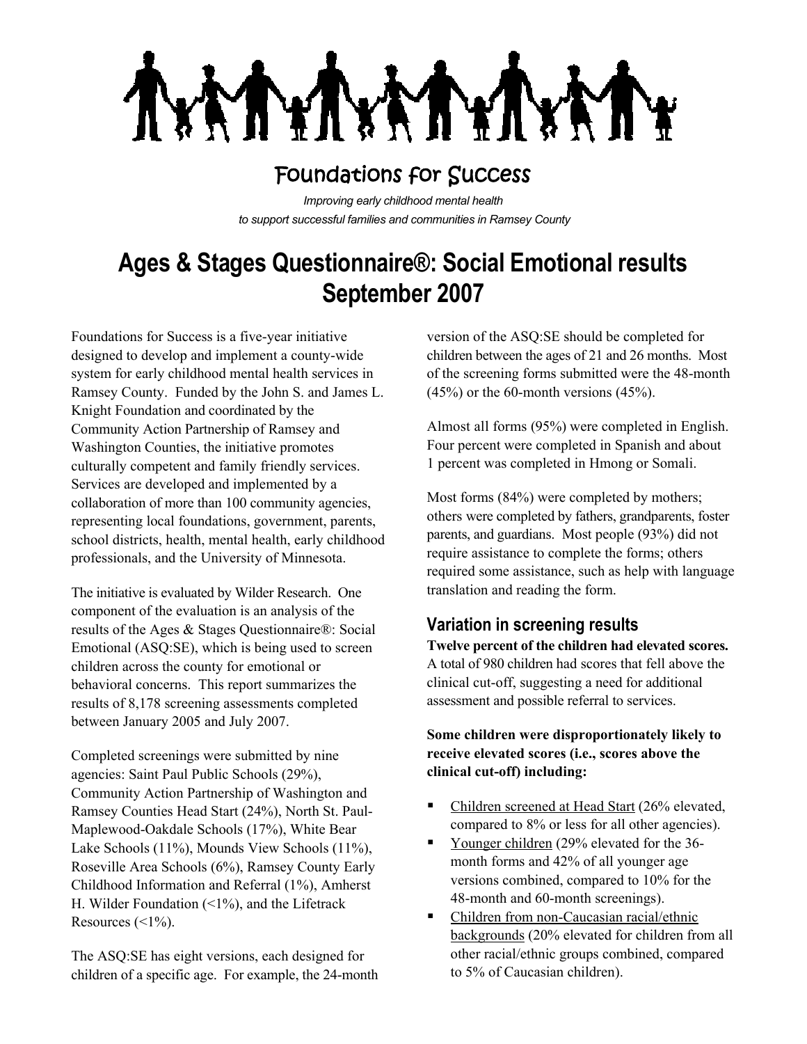# Foundations for Success

*Improving early childhood mental health to support successful families and communities in Ramsey County*

# Ages & Stages Questionnaire®: Social Emotional results September 2007

Foundations for Success is a five-year initiative designed to develop and implement a county-wide system for early childhood mental health services in Ramsey County. Funded by the John S. and James L. Knight Foundation and coordinated by the Community Action Partnership of Ramsey and Washington Counties, the initiative promotes culturally competent and family friendly services. Services are developed and implemented by a collaboration of more than 100 community agencies, representing local foundations, government, parents, school districts, health, mental health, early childhood professionals, and the University of Minnesota.

The initiative is evaluated by Wilder Research. One component of the evaluation is an analysis of the results of the Ages & Stages Questionnaire®: Social Emotional (ASQ:SE), which is being used to screen children across the county for emotional or behavioral concerns. This report summarizes the results of 8,178 screening assessments completed between January 2005 and July 2007.

Completed screenings were submitted by nine agencies: Saint Paul Public Schools (29%), Community Action Partnership of Washington and Ramsey Counties Head Start (24%), North St. Paul-Maplewood-Oakdale Schools (17%), White Bear Lake Schools (11%), Mounds View Schools (11%), Roseville Area Schools (6%), Ramsey County Early Childhood Information and Referral (1%), Amherst H. Wilder Foundation (<1%), and the Lifetrack Resources (<1%).

The ASQ:SE has eight versions, each designed for children of a specific age. For example, the 24-month version of the ASQ:SE should be completed for children between the ages of 21 and 26 months. Most of the screening forms submitted were the 48-month (45%) or the 60-month versions (45%).

Almost all forms (95%) were completed in English. Four percent were completed in Spanish and about 1 percent was completed in Hmong or Somali.

Most forms (84%) were completed by mothers; others were completed by fathers, grandparents, foster parents, and guardians. Most people (93%) did not require assistance to complete the forms; others required some assistance, such as help with language translation and reading the form.

## Variation in screening results

**Twelve percent of the children had elevated scores.** A total of 980 children had scores that fell above the clinical cut-off, suggesting a need for additional assessment and possible referral to services.

**Some children were disproportionately likely to receive elevated scores (i.e., scores above the clinical cut-off) including:**

- Children screened at Head Start (26% elevated, compared to 8% or less for all other agencies).
- Younger children (29% elevated for the 36-month forms and 42% of all younger age versions combined, compared to 10% for the 48-month and 60-month screenings).
- Children from non-Caucasian racial/ethnic backgrounds (20% elevated for children from all other racial/ethnic groups combined, compared to 5% of Caucasian children).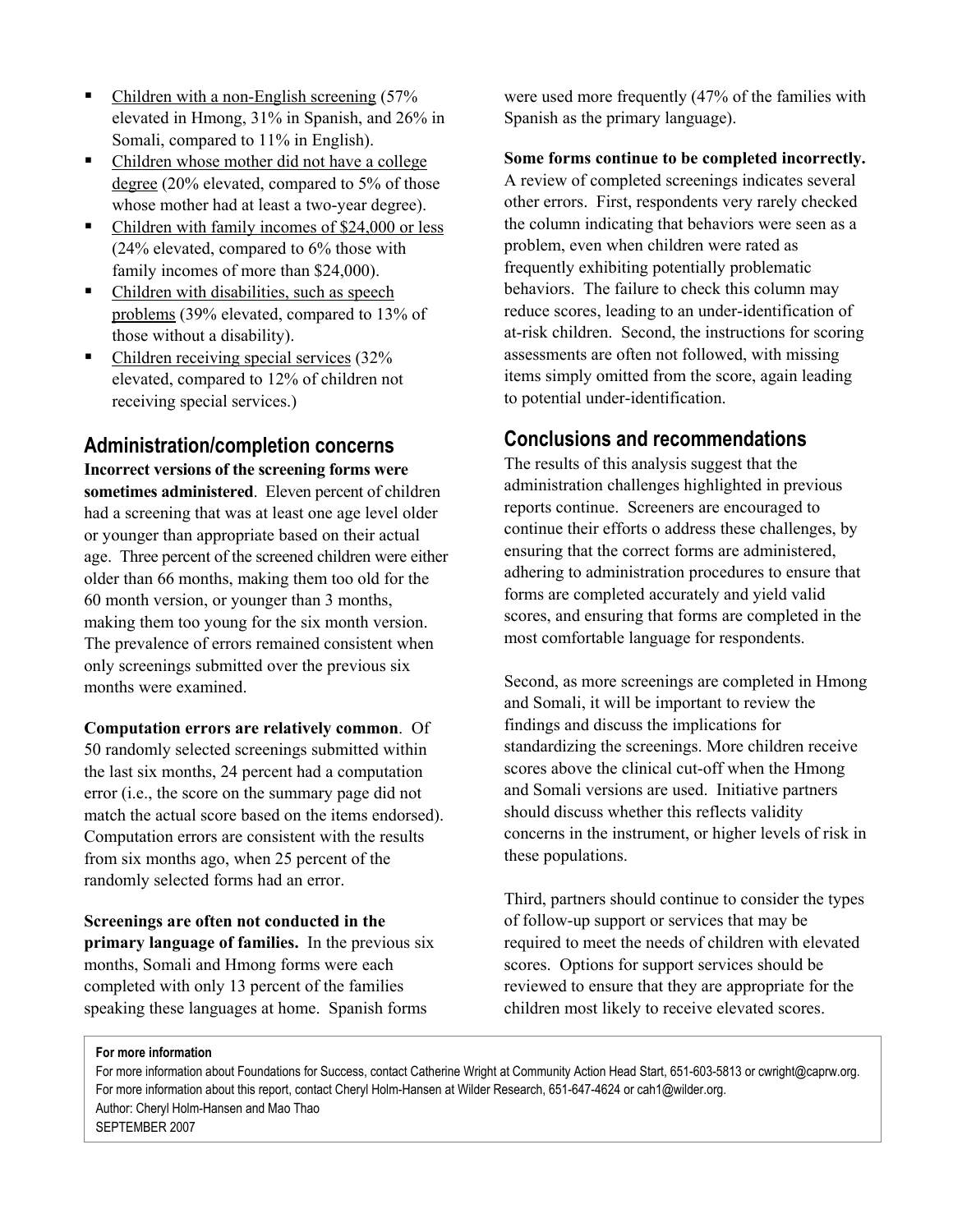- Children with a non-English screening (57% elevated in Hmong, 31% in Spanish, and 26% in Somali, compared to 11% in English).
- Children whose mother did not have a college degree (20% elevated, compared to 5% of those whose mother had at least a two-year degree).
- Children with family incomes of $24,000 or less (24% elevated, compared to 6% those with family incomes of more than $24,000).
- Children with disabilities, such as speech problems (39% elevated, compared to 13% of those without a disability).
- Children receiving special services (32% elevated, compared to 12% of children not receiving special services.)

## Administration/completion concerns

**Incorrect versions of the screening forms were sometimes administered**. Eleven percent of children had a screening that was at least one age level older or younger than appropriate based on their actual age. Three percent of the screened children were either older than 66 months, making them too old for the 60 month version, or younger than 3 months, making them too young for the six month version. The prevalence of errors remained consistent when only screenings submitted over the previous six months were examined.

**Computation errors are relatively common**. Of 50 randomly selected screenings submitted within the last six months, 24 percent had a computation error (i.e., the score on the summary page did not match the actual score based on the items endorsed). Computation errors are consistent with the results from six months ago, when 25 percent of the randomly selected forms had an error.

**Screenings are often not conducted in the primary language of families.** In the previous six months, Somali and Hmong forms were each completed with only 13 percent of the families speaking these languages at home. Spanish forms were used more frequently (47% of the families with Spanish as the primary language).

**Some forms continue to be completed incorrectly.** A review of completed screenings indicates several other errors. First, respondents very rarely checked the column indicating that behaviors were seen as a problem, even when children were rated as frequently exhibiting potentially problematic behaviors. The failure to check this column may reduce scores, leading to an under-identification of at-risk children. Second, the instructions for scoring assessments are often not followed, with missing items simply omitted from the score, again leading to potential under-identification.

## Conclusions and recommendations

The results of this analysis suggest that the administration challenges highlighted in previous reports continue. Screeners are encouraged to continue their efforts o address these challenges, by ensuring that the correct forms are administered, adhering to administration procedures to ensure that forms are completed accurately and yield valid scores, and ensuring that forms are completed in the most comfortable language for respondents.

Second, as more screenings are completed in Hmong and Somali, it will be important to review the findings and discuss the implications for standardizing the screenings. More children receive scores above the clinical cut-off when the Hmong and Somali versions are used. Initiative partners should discuss whether this reflects validity concerns in the instrument, or higher levels of risk in these populations.

Third, partners should continue to consider the types of follow-up support or services that may be required to meet the needs of children with elevated scores. Options for support services should be reviewed to ensure that they are appropriate for the children most likely to receive elevated scores.

**For more information**

For more information about Foundations for Success, contact Catherine Wright at Community Action Head Start, 651-603-5813 or cwright@caprw.org.
For more information about this report, contact Cheryl Holm-Hansen at Wilder Research, 651-647-4624 or cah1@wilder.org.
Author: Cheryl Holm-Hansen and Mao Thao
SEPTEMBER 2007